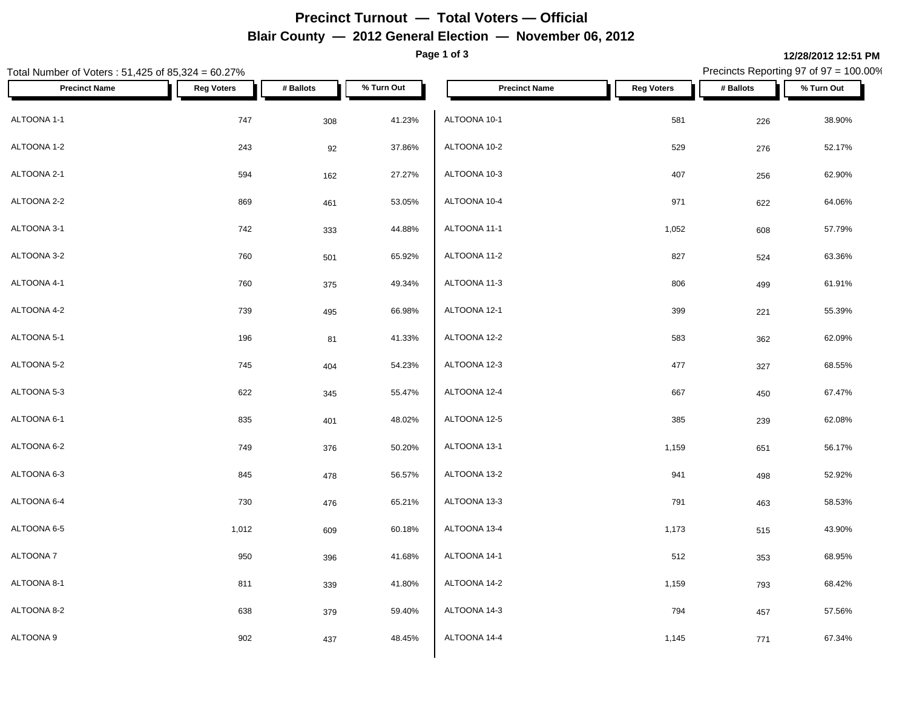# Precinct Turnout — Total Voters — Official

## Blair County — 2012 General Election — November 06, 2012

12/28/2012 12:51 PM

Total Number of Voters : 51,425 of 85,324 = 60.27%

Precincts Reporting 97 of 97 = 100.00%

| Precinct Name | Reg Voters | # Ballots | % Turn Out |
|---|---|---|---|
| ALTOONA 1-1 | 747 | 308 | 41.23% |
| ALTOONA 1-2 | 243 | 92 | 37.86% |
| ALTOONA 2-1 | 594 | 162 | 27.27% |
| ALTOONA 2-2 | 869 | 461 | 53.05% |
| ALTOONA 3-1 | 742 | 333 | 44.88% |
| ALTOONA 3-2 | 760 | 501 | 65.92% |
| ALTOONA 4-1 | 760 | 375 | 49.34% |
| ALTOONA 4-2 | 739 | 495 | 66.98% |
| ALTOONA 5-1 | 196 | 81 | 41.33% |
| ALTOONA 5-2 | 745 | 404 | 54.23% |
| ALTOONA 5-3 | 622 | 345 | 55.47% |
| ALTOONA 6-1 | 835 | 401 | 48.02% |
| ALTOONA 6-2 | 749 | 376 | 50.20% |
| ALTOONA 6-3 | 845 | 478 | 56.57% |
| ALTOONA 6-4 | 730 | 476 | 65.21% |
| ALTOONA 6-5 | 1,012 | 609 | 60.18% |
| ALTOONA 7 | 950 | 396 | 41.68% |
| ALTOONA 8-1 | 811 | 339 | 41.80% |
| ALTOONA 8-2 | 638 | 379 | 59.40% |
| ALTOONA 9 | 902 | 437 | 48.45% |
| ALTOONA 10-1 | 581 | 226 | 38.90% |
| ALTOONA 10-2 | 529 | 276 | 52.17% |
| ALTOONA 10-3 | 407 | 256 | 62.90% |
| ALTOONA 10-4 | 971 | 622 | 64.06% |
| ALTOONA 11-1 | 1,052 | 608 | 57.79% |
| ALTOONA 11-2 | 827 | 524 | 63.36% |
| ALTOONA 11-3 | 806 | 499 | 61.91% |
| ALTOONA 12-1 | 399 | 221 | 55.39% |
| ALTOONA 12-2 | 583 | 362 | 62.09% |
| ALTOONA 12-3 | 477 | 327 | 68.55% |
| ALTOONA 12-4 | 667 | 450 | 67.47% |
| ALTOONA 12-5 | 385 | 239 | 62.08% |
| ALTOONA 13-1 | 1,159 | 651 | 56.17% |
| ALTOONA 13-2 | 941 | 498 | 52.92% |
| ALTOONA 13-3 | 791 | 463 | 58.53% |
| ALTOONA 13-4 | 1,173 | 515 | 43.90% |
| ALTOONA 14-1 | 512 | 353 | 68.95% |
| ALTOONA 14-2 | 1,159 | 793 | 68.42% |
| ALTOONA 14-3 | 794 | 457 | 57.56% |
| ALTOONA 14-4 | 1,145 | 771 | 67.34% |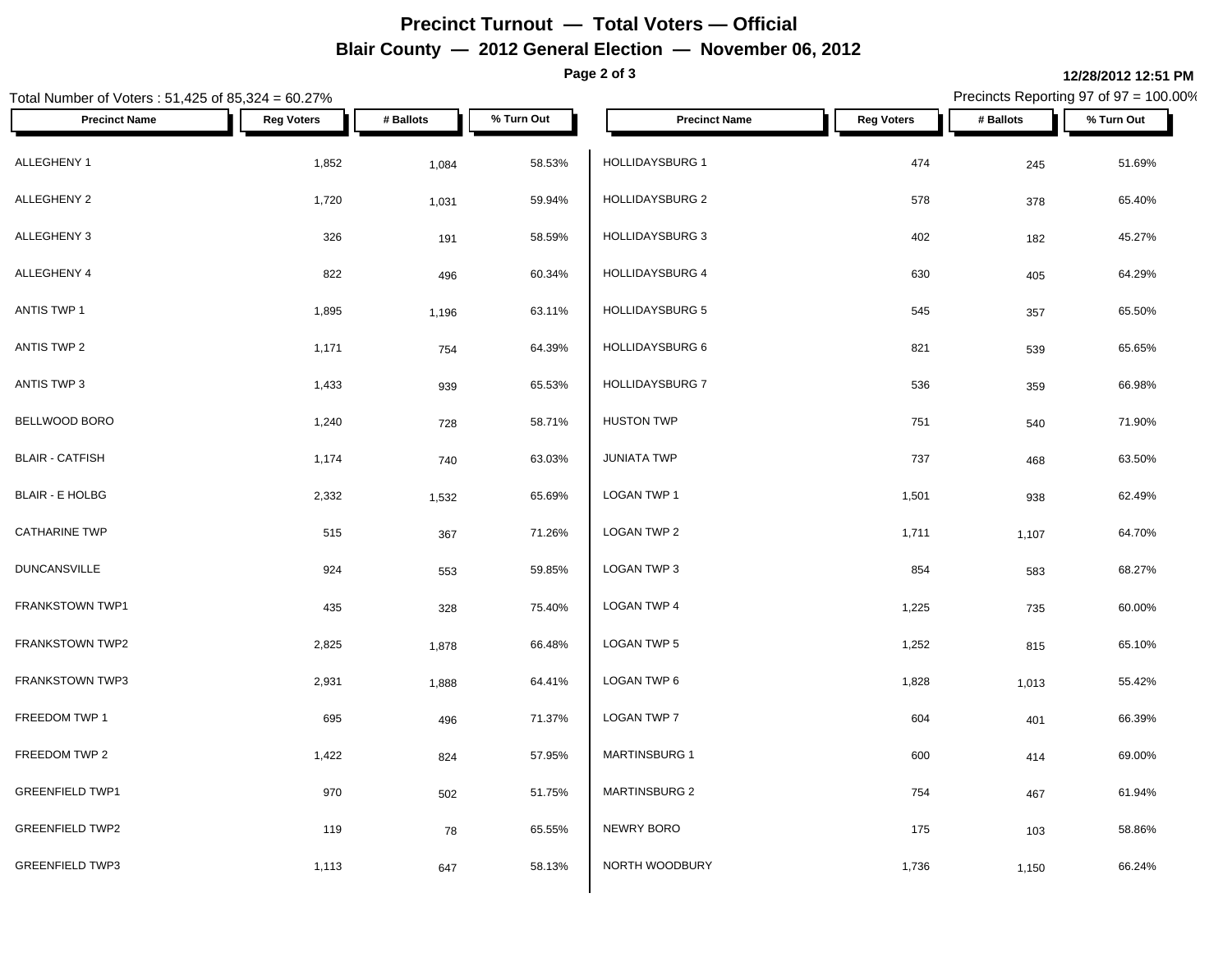# Precinct Turnout — Total Voters — Official

## Blair County — 2012 General Election — November 06, 2012

12/28/2012 12:51 PM

Total Number of Voters : 51,425 of 85,324 = 60.27%

Precincts Reporting 97 of 97 = 100.00%

| Precinct Name | Reg Voters | # Ballots | % Turn Out |
|---|---|---|---|
| ALLEGHENY 1 | 1,852 | 1,084 | 58.53% |
| ALLEGHENY 2 | 1,720 | 1,031 | 59.94% |
| ALLEGHENY 3 | 326 | 191 | 58.59% |
| ALLEGHENY 4 | 822 | 496 | 60.34% |
| ANTIS TWP 1 | 1,895 | 1,196 | 63.11% |
| ANTIS TWP 2 | 1,171 | 754 | 64.39% |
| ANTIS TWP 3 | 1,433 | 939 | 65.53% |
| BELLWOOD BORO | 1,240 | 728 | 58.71% |
| BLAIR - CATFISH | 1,174 | 740 | 63.03% |
| BLAIR - E HOLBG | 2,332 | 1,532 | 65.69% |
| CATHARINE TWP | 515 | 367 | 71.26% |
| DUNCANSVILLE | 924 | 553 | 59.85% |
| FRANKSTOWN TWP1 | 435 | 328 | 75.40% |
| FRANKSTOWN TWP2 | 2,825 | 1,878 | 66.48% |
| FRANKSTOWN TWP3 | 2,931 | 1,888 | 64.41% |
| FREEDOM TWP 1 | 695 | 496 | 71.37% |
| FREEDOM TWP 2 | 1,422 | 824 | 57.95% |
| GREENFIELD TWP1 | 970 | 502 | 51.75% |
| GREENFIELD TWP2 | 119 | 78 | 65.55% |
| GREENFIELD TWP3 | 1,113 | 647 | 58.13% |
| HOLLIDAYSBURG 1 | 474 | 245 | 51.69% |
| HOLLIDAYSBURG 2 | 578 | 378 | 65.40% |
| HOLLIDAYSBURG 3 | 402 | 182 | 45.27% |
| HOLLIDAYSBURG 4 | 630 | 405 | 64.29% |
| HOLLIDAYSBURG 5 | 545 | 357 | 65.50% |
| HOLLIDAYSBURG 6 | 821 | 539 | 65.65% |
| HOLLIDAYSBURG 7 | 536 | 359 | 66.98% |
| HUSTON TWP | 751 | 540 | 71.90% |
| JUNIATA TWP | 737 | 468 | 63.50% |
| LOGAN TWP 1 | 1,501 | 938 | 62.49% |
| LOGAN TWP 2 | 1,711 | 1,107 | 64.70% |
| LOGAN TWP 3 | 854 | 583 | 68.27% |
| LOGAN TWP 4 | 1,225 | 735 | 60.00% |
| LOGAN TWP 5 | 1,252 | 815 | 65.10% |
| LOGAN TWP 6 | 1,828 | 1,013 | 55.42% |
| LOGAN TWP 7 | 604 | 401 | 66.39% |
| MARTINSBURG 1 | 600 | 414 | 69.00% |
| MARTINSBURG 2 | 754 | 467 | 61.94% |
| NEWRY BORO | 175 | 103 | 58.86% |
| NORTH WOODBURY | 1,736 | 1,150 | 66.24% |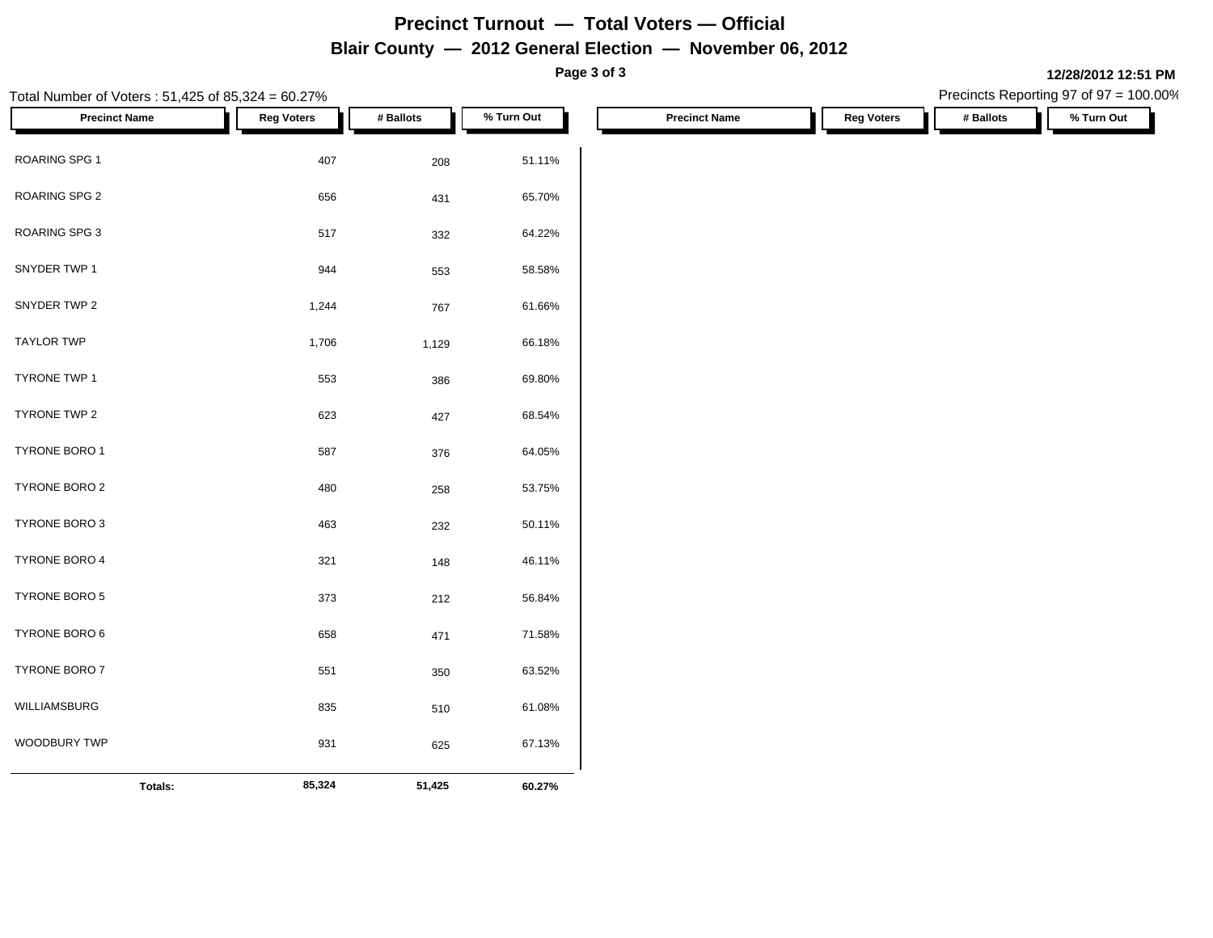# Precinct Turnout — Total Voters — Official

## Blair County — 2012 General Election — November 06, 2012

**12/28/2012 12:51 PM**

Total Number of Voters : 51,425 of 85,324 = 60.27%

Precincts Reporting 97 of 97 = 100.00%

| Precinct Name | Reg Voters | # Ballots | % Turn Out |
|---|---|---|---|
| ROARING SPG 1 | 407 | 208 | 51.11% |
| ROARING SPG 2 | 656 | 431 | 65.70% |
| ROARING SPG 3 | 517 | 332 | 64.22% |
| SNYDER TWP 1 | 944 | 553 | 58.58% |
| SNYDER TWP 2 | 1,244 | 767 | 61.66% |
| TAYLOR TWP | 1,706 | 1,129 | 66.18% |
| TYRONE TWP 1 | 553 | 386 | 69.80% |
| TYRONE TWP 2 | 623 | 427 | 68.54% |
| TYRONE BORO 1 | 587 | 376 | 64.05% |
| TYRONE BORO 2 | 480 | 258 | 53.75% |
| TYRONE BORO 3 | 463 | 232 | 50.11% |
| TYRONE BORO 4 | 321 | 148 | 46.11% |
| TYRONE BORO 5 | 373 | 212 | 56.84% |
| TYRONE BORO 6 | 658 | 471 | 71.58% |
| TYRONE BORO 7 | 551 | 350 | 63.52% |
| WILLIAMSBURG | 835 | 510 | 61.08% |
| WOODBURY TWP | 931 | 625 | 67.13% |
| **Totals:** | **85,324** | **51,425** | **60.27%** |